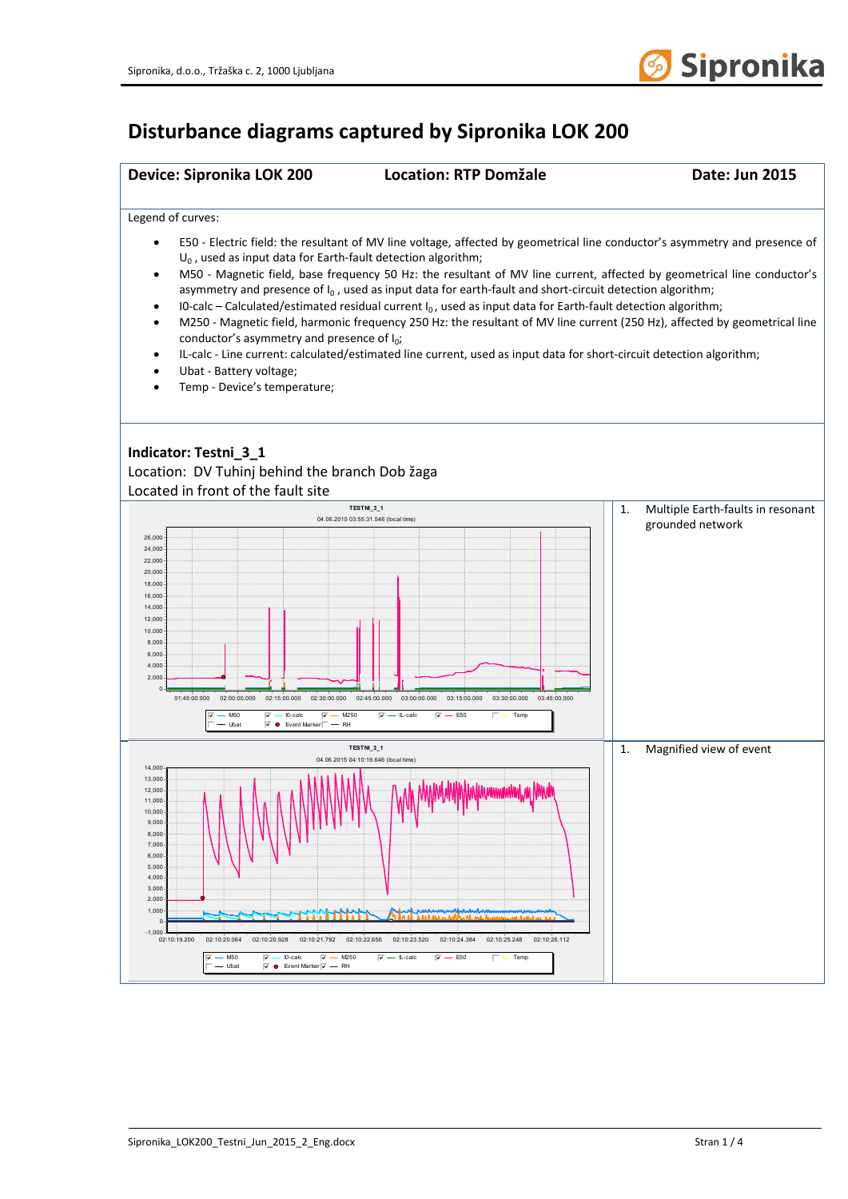# Disturbance diagrams captured by Sipronika LOK 200

| Device: Sipronika LOK 200 | Location: RTP Domžale | Date: Jun 2015 |
|---|---|---|

Legend of curves:

- E50 - Electric field: the resultant of MV line voltage, affected by geometrical line conductor's asymmetry and presence of $U_0$, used as input data for Earth-fault detection algorithm;
- M50 - Magnetic field, base frequency 50 Hz: the resultant of MV line current, affected by geometrical line conductor's asymmetry and presence of $I_0$, used as input data for earth-fault and short-circuit detection algorithm;
- I0-calc – Calculated/estimated residual current $I_0$, used as input data for Earth-fault detection algorithm;
- M250 - Magnetic field, harmonic frequency 250 Hz: the resultant of MV line current (250 Hz), affected by geometrical line conductor's asymmetry and presence of $I_0$;
- IL-calc - Line current: calculated/estimated line current, used as input data for short-circuit detection algorithm;
- Ubat - Battery voltage;
- Temp - Device's temperature;

**Indicator: Testni_3_1**

Location: DV Tuhinj behind the branch Dob žaga

Located in front of the fault site

1. Multiple Earth-faults in resonant grounded network

1. Magnified view of event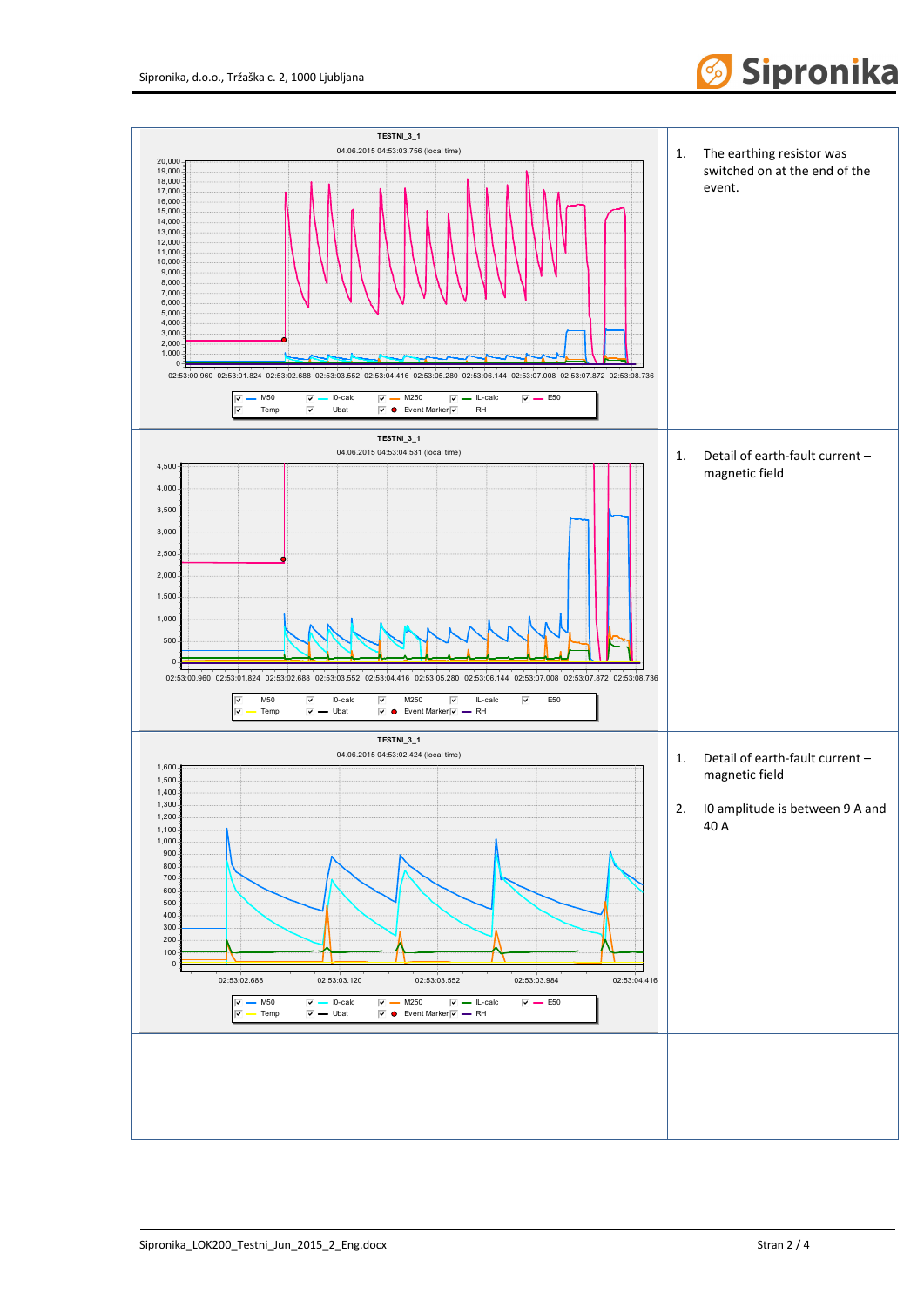| Chart | Notes |
|---|---|
| TESTNI_3_1 – 04.06.2015 04:53:03.756 (local time) | 1. The earthing resistor was switched on at the end of the event. |
| TESTNI_3_1 – 04.06.2015 04:53:04.531 (local time) | 1. Detail of earth-fault current – magnetic field |
| TESTNI_3_1 – 04.06.2015 04:53:02.424 (local time) | 1. Detail of earth-fault current – magnetic field<br>2. I0 amplitude is between 9 A and 40 A |
| | |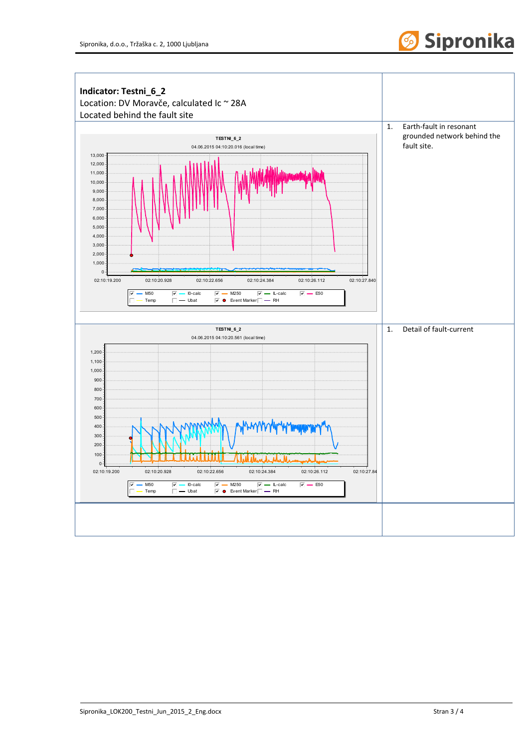**Indicator: Testni_6_2**

Location: DV Moravče, calculated Ic ~ 28A

Located behind the fault site

| | |
|---|---|
| TESTNI_6_2<br>04.06.2015 04:10:20.016 (local time) | 1. Earth-fault in resonant grounded network behind the fault site. |
| TESTNI_6_2<br>04.06.2015 04:10:20.561 (local time) | 1. Detail of fault-current |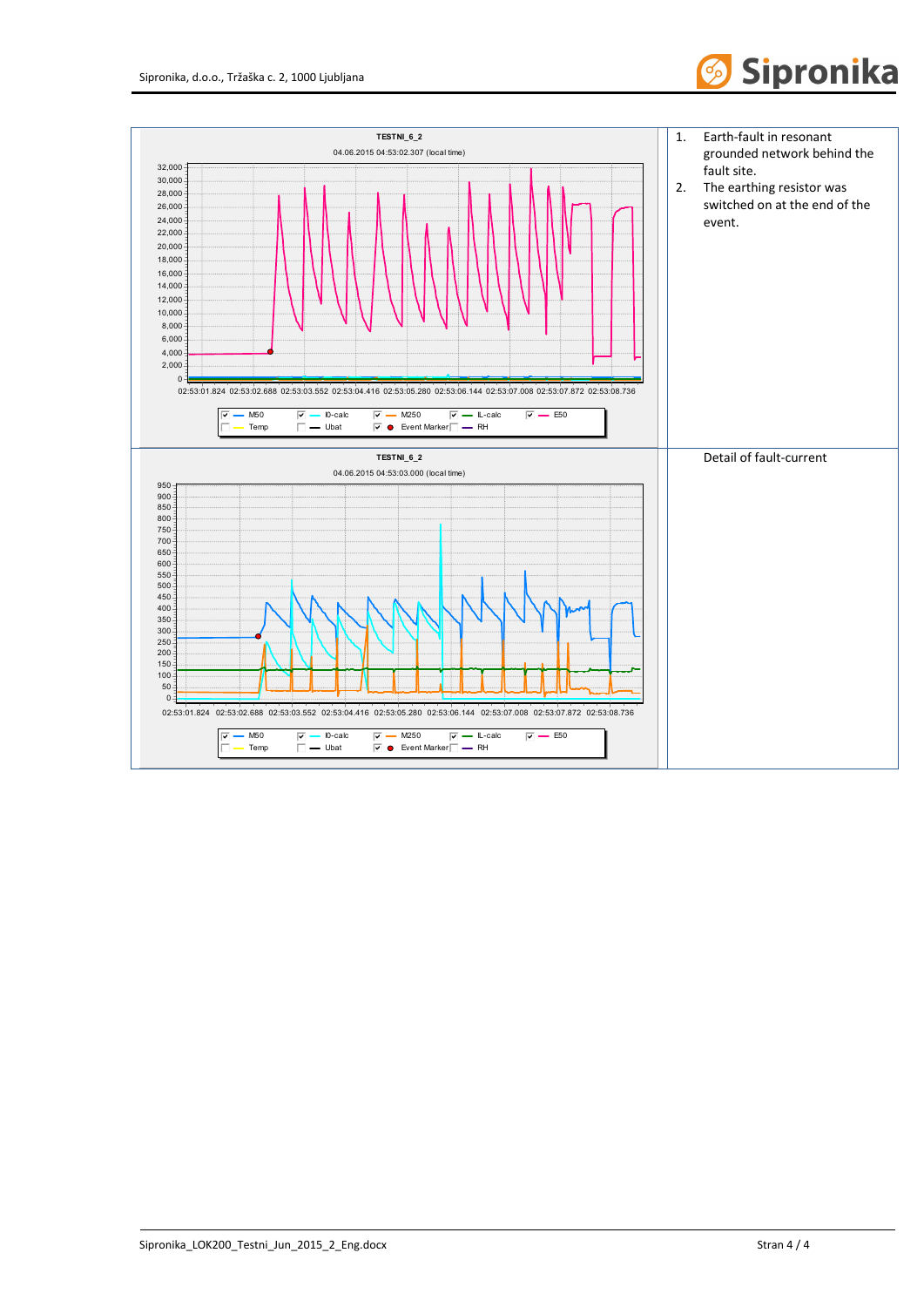| | |
|---|---|
| TESTNI_6_2<br>04.06.2015 04:53:02.307 (local time)<br>32,000 30,000 28,000 26,000 24,000 22,000 20,000 18,000 16,000 14,000 12,000 10,000 8,000 6,000 4,000 2,000 0<br>02:53:01.824 02:53:02.688 02:53:03.552 02:53:04.416 02:53:05.280 02:53:06.144 02:53:07.008 02:53:07.872 02:53:08.736<br>M50 I0-calc M250 IL-calc E50 Temp Ubat Event Marker RH | 1. Earth-fault in resonant grounded network behind the fault site.<br>2. The earthing resistor was switched on at the end of the event. |
| TESTNI_6_2<br>04.06.2015 04:53:03.000 (local time)<br>950 900 850 800 750 700 650 600 550 500 450 400 350 300 250 200 150 100 50 0<br>02:53:01.824 02:53:02.688 02:53:03.552 02:53:04.416 02:53:05.280 02:53:06.144 02:53:07.008 02:53:07.872 02:53:08.736<br>M50 I0-calc M250 IL-calc E50 Temp Ubat Event Marker RH | Detail of fault-current |